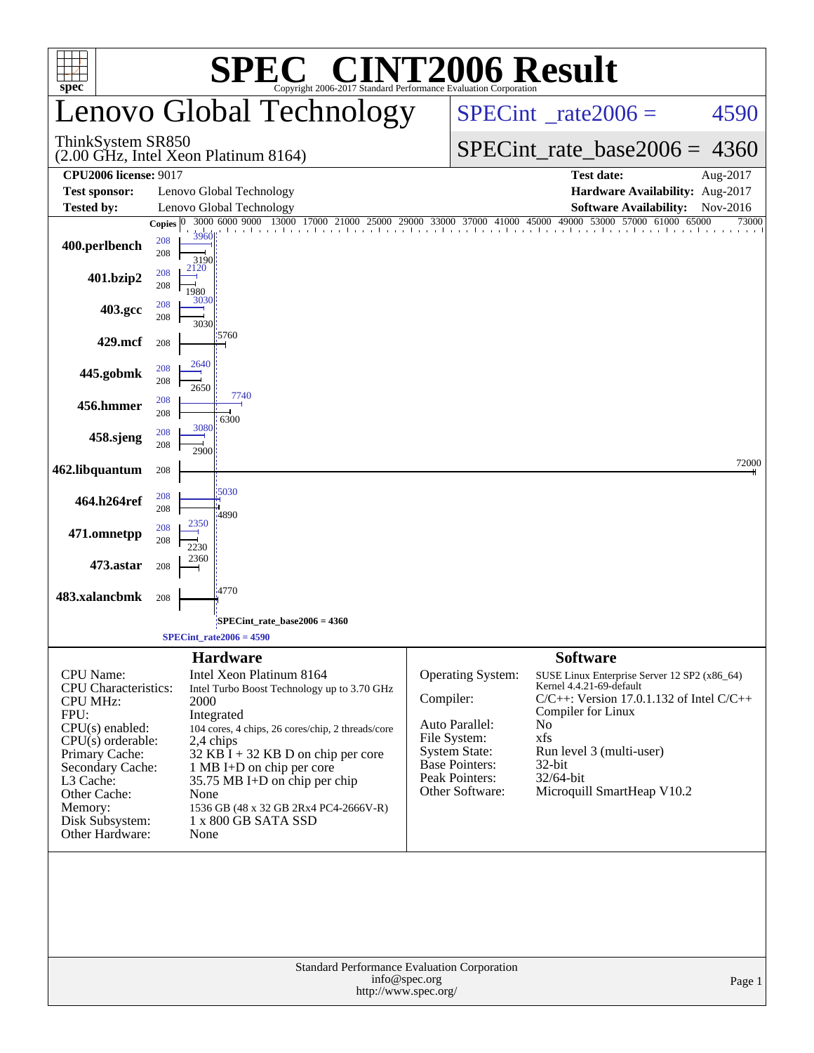# SPEC® CINT2006 Result

Copyright 2006-2017 Standard Performance Evaluation Corporation

## Lenovo Global Technology

ThinkSystem SR850
(2.00 GHz, Intel Xeon Platinum 8164)

SPECint_rate2006 = 4590

SPECint_rate_base2006 = 4360

| | | | |
|---|---|---|---|
| **CPU2006 license:** 9017 | | **Test date:** | Aug-2017 |
| **Test sponsor:** | Lenovo Global Technology | **Hardware Availability:** | Aug-2017 |
| **Tested by:** | Lenovo Global Technology | **Software Availability:** | Nov-2016 |

| Benchmark | Copies (peak) | Copies (base) | Peak | Base |
|---|---|---|---|---|
| 400.perlbench | 208 | 208 | 3960 | 3190 |
| 401.bzip2 | 208 | 208 | 2120 | 1980 |
| 403.gcc | 208 | 208 | 3030 | 3030 |
| 429.mcf | | 208 | | 5760 |
| 445.gobmk | 208 | 208 | 2640 | 2650 |
| 456.hmmer | 208 | 208 | 7740 | 6300 |
| 458.sjeng | 208 | 208 | 3080 | 2900 |
| 462.libquantum | | 208 | | 72000 |
| 464.h264ref | 208 | 208 | 5030 | 4890 |
| 471.omnetpp | 208 | 208 | 2350 | 2230 |
| 473.astar | | 208 | | 2360 |
| 483.xalancbmk | | 208 | | 4770 |

SPECint_rate_base2006 = 4360

SPECint_rate2006 = 4590

### Hardware

| | |
|---|---|
| CPU Name: | Intel Xeon Platinum 8164 |
| CPU Characteristics: | Intel Turbo Boost Technology up to 3.70 GHz |
| CPU MHz: | 2000 |
| FPU: | Integrated |
| CPU(s) enabled: | 104 cores, 4 chips, 26 cores/chip, 2 threads/core |
| CPU(s) orderable: | 2,4 chips |
| Primary Cache: | 32 KB I + 32 KB D on chip per core |
| Secondary Cache: | 1 MB I+D on chip per core |
| L3 Cache: | 35.75 MB I+D on chip per chip |
| Other Cache: | None |
| Memory: | 1536 GB (48 x 32 GB 2Rx4 PC4-2666V-R) |
| Disk Subsystem: | 1 x 800 GB SATA SSD |
| Other Hardware: | None |

### Software

| | |
|---|---|
| Operating System: | SUSE Linux Enterprise Server 12 SP2 (x86_64) Kernel 4.4.21-69-default |
| Compiler: | C/C++: Version 17.0.1.132 of Intel C/C++ Compiler for Linux |
| Auto Parallel: | No |
| File System: | xfs |
| System State: | Run level 3 (multi-user) |
| Base Pointers: | 32-bit |
| Peak Pointers: | 32/64-bit |
| Other Software: | Microquill SmartHeap V10.2 |

Standard Performance Evaluation Corporation
info@spec.org
http://www.spec.org/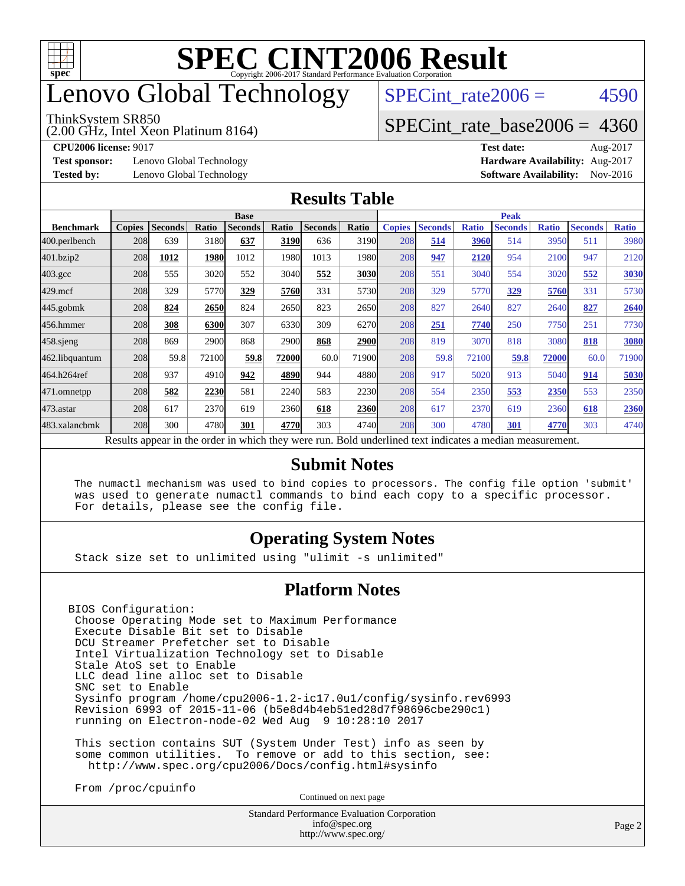# SPEC CINT2006 Result

Copyright 2006-2017 Standard Performance Evaluation Corporation

# Lenovo Global Technology

ThinkSystem SR850
(2.00 GHz, Intel Xeon Platinum 8164)

SPECint_rate2006 = 4590

SPECint_rate_base2006 = 4360

**CPU2006 license:** 9017
**Test sponsor:** Lenovo Global Technology
**Tested by:** Lenovo Global Technology

**Test date:** Aug-2017
**Hardware Availability:** Aug-2017
**Software Availability:** Nov-2016

## Results Table

| Benchmark | Base | | | | | | | Peak | | | | | | |
|---|---|---|---|---|---|---|---|---|---|---|---|---|---|---|
| | Copies | Seconds | Ratio | Seconds | Ratio | Seconds | Ratio | Copies | Seconds | Ratio | Seconds | Ratio | Seconds | Ratio |
| 400.perlbench | 208 | 639 | 3180 | **637** | **3190** | 636 | 3190 | 208 | **514** | **3960** | 514 | 3950 | 511 | 3980 |
| 401.bzip2 | 208 | **1012** | **1980** | 1012 | 1980 | 1013 | 1980 | 208 | **947** | **2120** | 954 | 2100 | 947 | 2120 |
| 403.gcc | 208 | 555 | 3020 | 552 | 3040 | **552** | **3030** | 208 | 551 | 3040 | 554 | 3020 | **552** | **3030** |
| 429.mcf | 208 | 329 | 5770 | **329** | **5760** | 331 | 5730 | 208 | 329 | 5770 | **329** | **5760** | 331 | 5730 |
| 445.gobmk | 208 | **824** | **2650** | 824 | 2650 | 823 | 2650 | 208 | 827 | 2640 | 827 | 2640 | **827** | **2640** |
| 456.hmmer | 208 | **308** | **6300** | 307 | 6330 | 309 | 6270 | 208 | **251** | **7740** | 250 | 7750 | 251 | 7730 |
| 458.sjeng | 208 | 869 | 2900 | 868 | 2900 | **868** | **2900** | 208 | 819 | 3070 | 818 | 3080 | **818** | **3080** |
| 462.libquantum | 208 | 59.8 | 72100 | **59.8** | **72000** | 60.0 | 71900 | 208 | 59.8 | 72100 | **59.8** | **72000** | 60.0 | 71900 |
| 464.h264ref | 208 | 937 | 4910 | **942** | **4890** | 944 | 4880 | 208 | 917 | 5020 | 913 | 5040 | **914** | **5030** |
| 471.omnetpp | 208 | **582** | **2230** | 581 | 2240 | 583 | 2230 | 208 | 554 | 2350 | **553** | **2350** | 553 | 2350 |
| 473.astar | 208 | 617 | 2370 | 619 | 2360 | **618** | **2360** | 208 | 617 | 2370 | 619 | 2360 | **618** | **2360** |
| 483.xalancbmk | 208 | 300 | 4780 | **301** | **4770** | 303 | 4740 | 208 | 300 | 4780 | **301** | **4770** | 303 | 4740 |

Results appear in the order in which they were run. Bold underlined text indicates a median measurement.

## Submit Notes

```
The numactl mechanism was used to bind copies to processors. The config file option 'submit'
was used to generate numactl commands to bind each copy to a specific processor.
For details, please see the config file.
```

## Operating System Notes

```
Stack size set to unlimited using "ulimit -s unlimited"
```

## Platform Notes

```
BIOS Configuration:
 Choose Operating Mode set to Maximum Performance
 Execute Disable Bit set to Disable
 DCU Streamer Prefetcher set to Disable
 Intel Virtualization Technology set to Disable
 Stale AtoS set to Enable
 LLC dead line alloc set to Disable
 SNC set to Enable
 Sysinfo program /home/cpu2006-1.2-ic17.0u1/config/sysinfo.rev6993
 Revision 6993 of 2015-11-06 (b5e8d4b4eb51ed28d7f98696cbe290c1)
 running on Electron-node-02 Wed Aug  9 10:28:10 2017

 This section contains SUT (System Under Test) info as seen by
 some common utilities.  To remove or add to this section, see:
   http://www.spec.org/cpu2006/Docs/config.html#sysinfo

 From /proc/cpuinfo
```

Continued on next page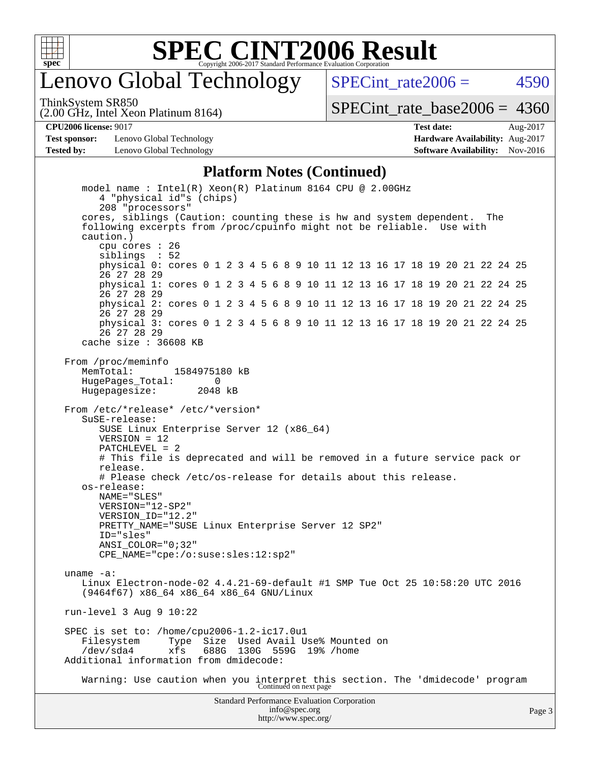# SPEC CINT2006 Result

## Lenovo Global Technology

ThinkSystem SR850
(2.00 GHz, Intel Xeon Platinum 8164)

SPECint_rate2006 = 4590

SPECint_rate_base2006 = 4360

**CPU2006 license:** 9017
**Test sponsor:** Lenovo Global Technology
**Tested by:** Lenovo Global Technology

**Test date:** Aug-2017
**Hardware Availability:** Aug-2017
**Software Availability:** Nov-2016

### Platform Notes (Continued)

```
    model name : Intel(R) Xeon(R) Platinum 8164 CPU @ 2.00GHz
       4 "physical id"s (chips)
       208 "processors"
    cores, siblings (Caution: counting these is hw and system dependent.  The
    following excerpts from /proc/cpuinfo might not be reliable.  Use with
    caution.)
       cpu cores : 26
       siblings  : 52
       physical 0: cores 0 1 2 3 4 5 6 8 9 10 11 12 13 16 17 18 19 20 21 22 24 25
       26 27 28 29
       physical 1: cores 0 1 2 3 4 5 6 8 9 10 11 12 13 16 17 18 19 20 21 22 24 25
       26 27 28 29
       physical 2: cores 0 1 2 3 4 5 6 8 9 10 11 12 13 16 17 18 19 20 21 22 24 25
       26 27 28 29
       physical 3: cores 0 1 2 3 4 5 6 8 9 10 11 12 13 16 17 18 19 20 21 22 24 25
       26 27 28 29
    cache size : 36608 KB

 From /proc/meminfo
    MemTotal:       1584975180 kB
    HugePages_Total:       0
    Hugepagesize:       2048 kB

 From /etc/*release* /etc/*version*
    SuSE-release:
       SUSE Linux Enterprise Server 12 (x86_64)
       VERSION = 12
       PATCHLEVEL = 2
       # This file is deprecated and will be removed in a future service pack or
       release.
       # Please check /etc/os-release for details about this release.
    os-release:
       NAME="SLES"
       VERSION="12-SP2"
       VERSION_ID="12.2"
       PRETTY_NAME="SUSE Linux Enterprise Server 12 SP2"
       ID="sles"
       ANSI_COLOR="0;32"
       CPE_NAME="cpe:/o:suse:sles:12:sp2"

 uname -a:
    Linux Electron-node-02 4.4.21-69-default #1 SMP Tue Oct 25 10:58:20 UTC 2016
    (9464f67) x86_64 x86_64 x86_64 GNU/Linux

 run-level 3 Aug 9 10:22

 SPEC is set to: /home/cpu2006-1.2-ic17.0u1
    Filesystem     Type  Size  Used Avail Use% Mounted on
    /dev/sda4      xfs   688G  130G  559G  19% /home
 Additional information from dmidecode:

    Warning: Use caution when you interpret this section. The 'dmidecode' program
```

Continued on next page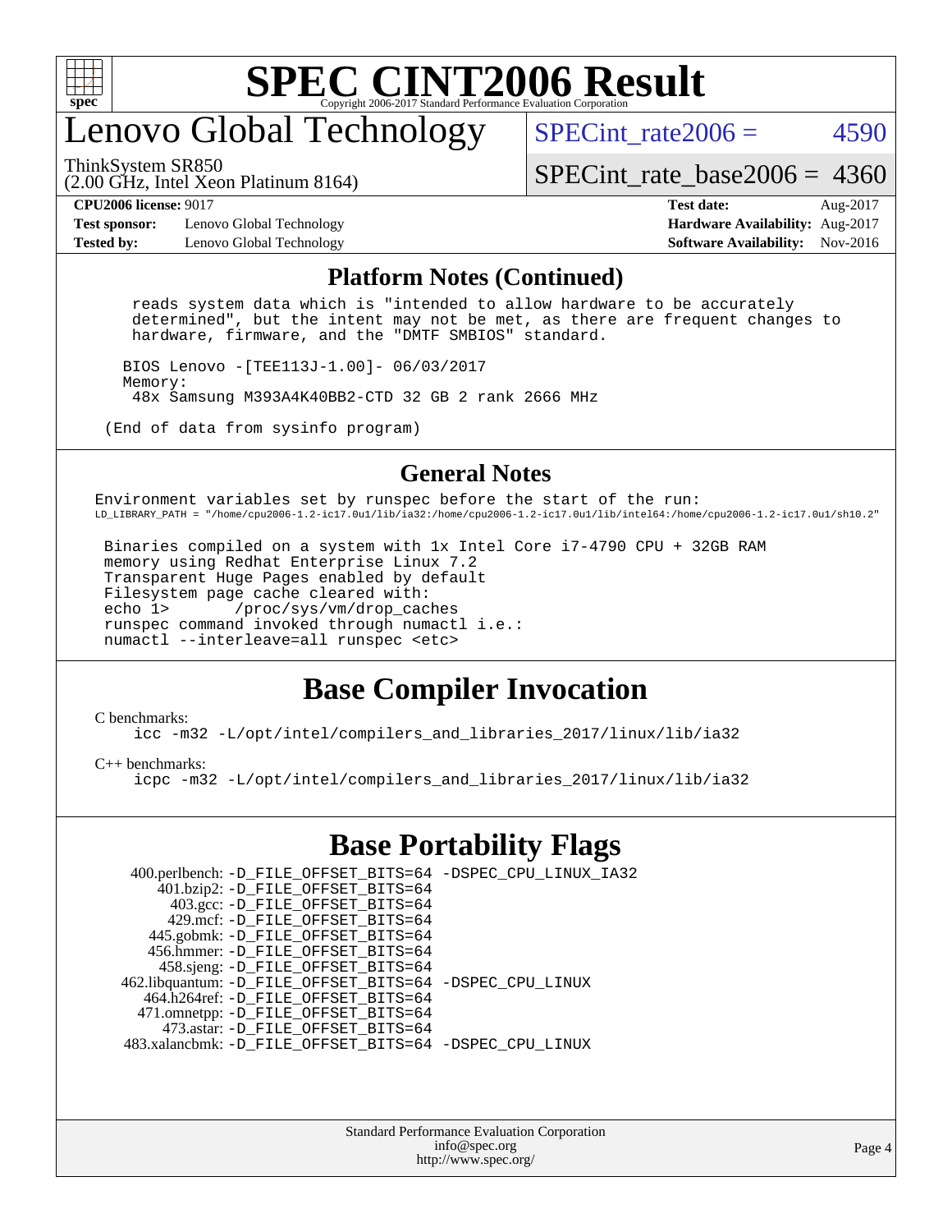# SPEC CINT2006 Result

## Lenovo Global Technology

ThinkSystem SR850
(2.00 GHz, Intel Xeon Platinum 8164)

SPECint_rate2006 = 4590

SPECint_rate_base2006 = 4360

**CPU2006 license:** 9017
**Test sponsor:** Lenovo Global Technology
**Tested by:** Lenovo Global Technology

**Test date:** Aug-2017
**Hardware Availability:** Aug-2017
**Software Availability:** Nov-2016

### Platform Notes (Continued)

```
  reads system data which is "intended to allow hardware to be accurately
  determined", but the intent may not be met, as there are frequent changes to
  hardware, firmware, and the "DMTF SMBIOS" standard.

 BIOS Lenovo -[TEE113J-1.00]- 06/03/2017
 Memory:
  48x Samsung M393A4K40BB2-CTD 32 GB 2 rank 2666 MHz

(End of data from sysinfo program)
```

### General Notes

```
Environment variables set by runspec before the start of the run:
LD_LIBRARY_PATH = "/home/cpu2006-1.2-ic17.0u1/lib/ia32:/home/cpu2006-1.2-ic17.0u1/lib/intel64:/home/cpu2006-1.2-ic17.0u1/sh10.2"

 Binaries compiled on a system with 1x Intel Core i7-4790 CPU + 32GB RAM
 memory using Redhat Enterprise Linux 7.2
 Transparent Huge Pages enabled by default
 Filesystem page cache cleared with:
 echo 1>       /proc/sys/vm/drop_caches
 runspec command invoked through numactl i.e.:
 numactl --interleave=all runspec <etc>
```

## Base Compiler Invocation

C benchmarks:
```
icc -m32 -L/opt/intel/compilers_and_libraries_2017/linux/lib/ia32
```

C++ benchmarks:
```
icpc -m32 -L/opt/intel/compilers_and_libraries_2017/linux/lib/ia32
```

## Base Portability Flags

```
   400.perlbench: -D_FILE_OFFSET_BITS=64 -DSPEC_CPU_LINUX_IA32
       401.bzip2: -D_FILE_OFFSET_BITS=64
         403.gcc: -D_FILE_OFFSET_BITS=64
         429.mcf: -D_FILE_OFFSET_BITS=64
       445.gobmk: -D_FILE_OFFSET_BITS=64
       456.hmmer: -D_FILE_OFFSET_BITS=64
       458.sjeng: -D_FILE_OFFSET_BITS=64
  462.libquantum: -D_FILE_OFFSET_BITS=64 -DSPEC_CPU_LINUX
     464.h264ref: -D_FILE_OFFSET_BITS=64
     471.omnetpp: -D_FILE_OFFSET_BITS=64
       473.astar: -D_FILE_OFFSET_BITS=64
   483.xalancbmk: -D_FILE_OFFSET_BITS=64 -DSPEC_CPU_LINUX
```

Standard Performance Evaluation Corporation
info@spec.org
http://www.spec.org/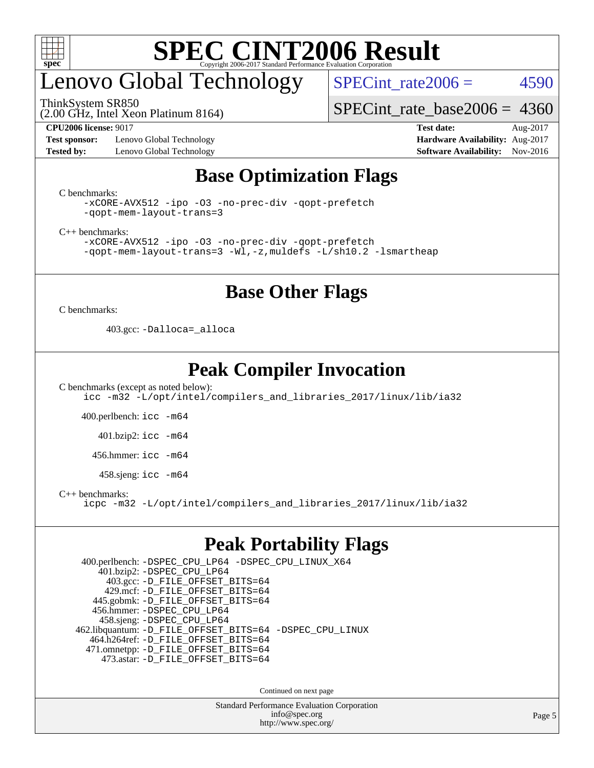# SPEC CINT2006 Result

Copyright 2006-2017 Standard Performance Evaluation Corporation

## Lenovo Global Technology

ThinkSystem SR850
(2.00 GHz, Intel Xeon Platinum 8164)

SPECint_rate2006 = 4590

SPECint_rate_base2006 = 4360

**CPU2006 license:** 9017
**Test sponsor:** Lenovo Global Technology
**Tested by:** Lenovo Global Technology

**Test date:** Aug-2017
**Hardware Availability:** Aug-2017
**Software Availability:** Nov-2016

## Base Optimization Flags

C benchmarks:

```
-xCORE-AVX512 -ipo -O3 -no-prec-div -qopt-prefetch
-qopt-mem-layout-trans=3
```

C++ benchmarks:

```
-xCORE-AVX512 -ipo -O3 -no-prec-div -qopt-prefetch
-qopt-mem-layout-trans=3 -Wl,-z,muldefs -L/sh10.2 -lsmartheap
```

## Base Other Flags

C benchmarks:

403.gcc: `-Dalloca=_alloca`

## Peak Compiler Invocation

C benchmarks (except as noted below):

```
icc -m32 -L/opt/intel/compilers_and_libraries_2017/linux/lib/ia32
```

400.perlbench: `icc -m64`

401.bzip2: `icc -m64`

456.hmmer: `icc -m64`

458.sjeng: `icc -m64`

C++ benchmarks:

```
icpc -m32 -L/opt/intel/compilers_and_libraries_2017/linux/lib/ia32
```

## Peak Portability Flags

400.perlbench: `-DSPEC_CPU_LP64 -DSPEC_CPU_LINUX_X64`
401.bzip2: `-DSPEC_CPU_LP64`
403.gcc: `-D_FILE_OFFSET_BITS=64`
429.mcf: `-D_FILE_OFFSET_BITS=64`
445.gobmk: `-D_FILE_OFFSET_BITS=64`
456.hmmer: `-DSPEC_CPU_LP64`
458.sjeng: `-DSPEC_CPU_LP64`
462.libquantum: `-D_FILE_OFFSET_BITS=64 -DSPEC_CPU_LINUX`
464.h264ref: `-D_FILE_OFFSET_BITS=64`
471.omnetpp: `-D_FILE_OFFSET_BITS=64`
473.astar: `-D_FILE_OFFSET_BITS=64`

Continued on next page

Standard Performance Evaluation Corporation
info@spec.org
http://www.spec.org/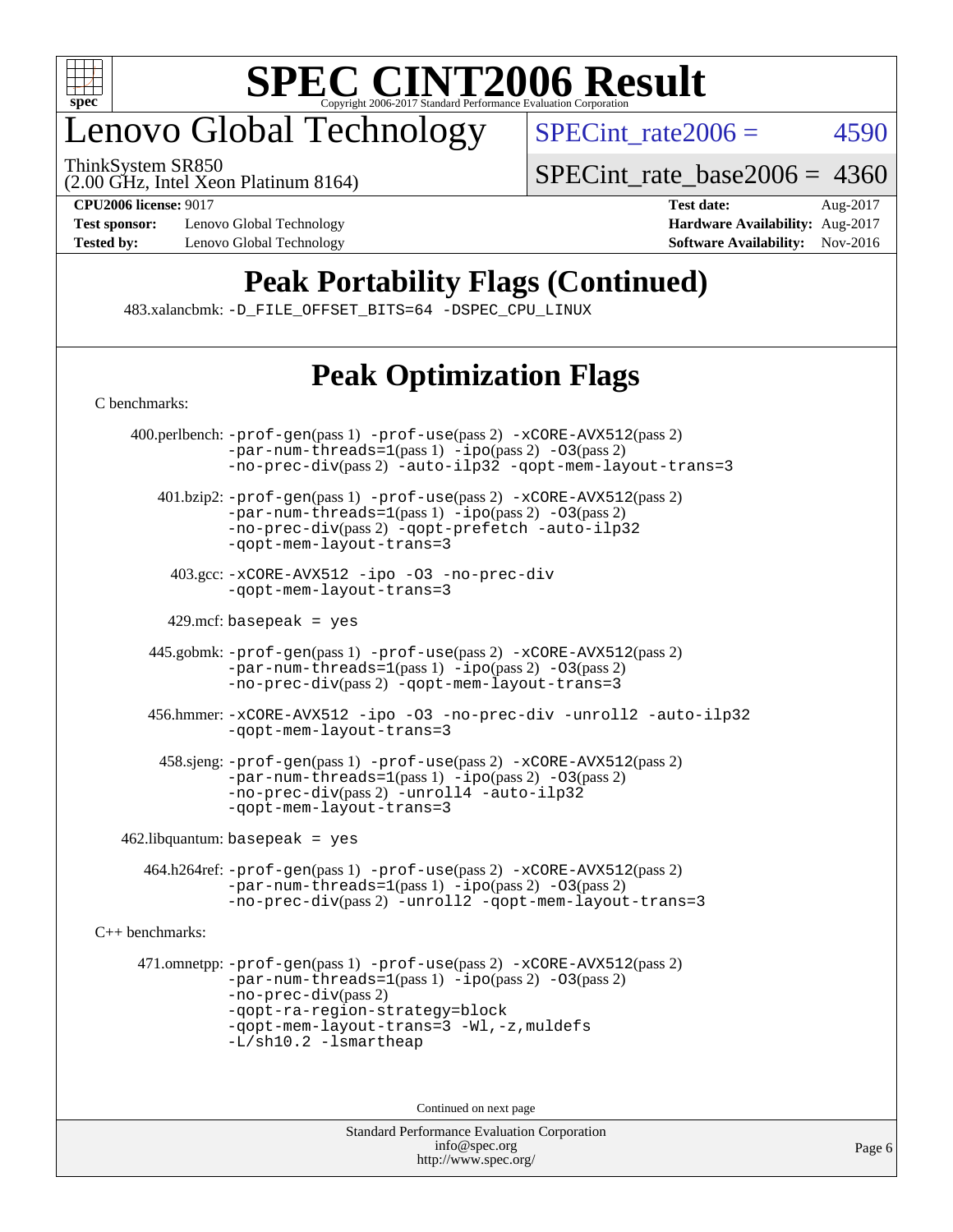# Peak Portability Flags (Continued)

483.xalancbmk: -D_FILE_OFFSET_BITS=64 -DSPEC_CPU_LINUX

# Peak Optimization Flags

C benchmarks:

400.perlbench: -prof-gen(pass 1) -prof-use(pass 2) -xCORE-AVX512(pass 2) -par-num-threads=1(pass 1) -ipo(pass 2) -O3(pass 2) -no-prec-div(pass 2) -auto-ilp32 -qopt-mem-layout-trans=3

401.bzip2: -prof-gen(pass 1) -prof-use(pass 2) -xCORE-AVX512(pass 2) -par-num-threads=1(pass 1) -ipo(pass 2) -O3(pass 2) -no-prec-div(pass 2) -qopt-prefetch -auto-ilp32 -qopt-mem-layout-trans=3

403.gcc: -xCORE-AVX512 -ipo -O3 -no-prec-div -qopt-mem-layout-trans=3

429.mcf: basepeak = yes

445.gobmk: -prof-gen(pass 1) -prof-use(pass 2) -xCORE-AVX512(pass 2) -par-num-threads=1(pass 1) -ipo(pass 2) -O3(pass 2) -no-prec-div(pass 2) -qopt-mem-layout-trans=3

456.hmmer: -xCORE-AVX512 -ipo -O3 -no-prec-div -unroll2 -auto-ilp32 -qopt-mem-layout-trans=3

458.sjeng: -prof-gen(pass 1) -prof-use(pass 2) -xCORE-AVX512(pass 2) -par-num-threads=1(pass 1) -ipo(pass 2) -O3(pass 2) -no-prec-div(pass 2) -unroll4 -auto-ilp32 -qopt-mem-layout-trans=3

462.libquantum: basepeak = yes

464.h264ref: -prof-gen(pass 1) -prof-use(pass 2) -xCORE-AVX512(pass 2) -par-num-threads=1(pass 1) -ipo(pass 2) -O3(pass 2) -no-prec-div(pass 2) -unroll2 -qopt-mem-layout-trans=3

C++ benchmarks:

471.omnetpp: -prof-gen(pass 1) -prof-use(pass 2) -xCORE-AVX512(pass 2) -par-num-threads=1(pass 1) -ipo(pass 2) -O3(pass 2) -no-prec-div(pass 2) -qopt-ra-region-strategy=block -qopt-mem-layout-trans=3 -Wl,-z,muldefs -L/sh10.2 -lsmartheap

Continued on next page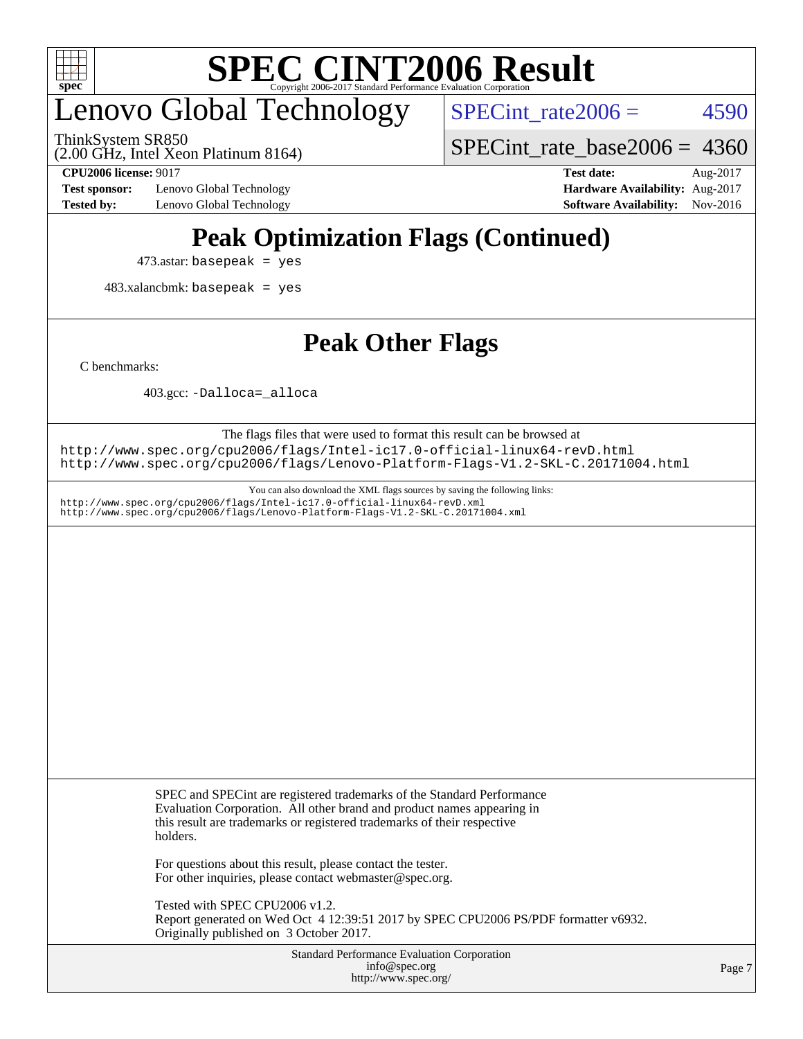## Peak Optimization Flags (Continued)

473.astar: `basepeak = yes`

483.xalancbmk: `basepeak = yes`

## Peak Other Flags

C benchmarks:

403.gcc: `-Dalloca=_alloca`

The flags files that were used to format this result can be browsed at
http://www.spec.org/cpu2006/flags/Intel-ic17.0-official-linux64-revD.html
http://www.spec.org/cpu2006/flags/Lenovo-Platform-Flags-V1.2-SKL-C.20171004.html

You can also download the XML flags sources by saving the following links:
http://www.spec.org/cpu2006/flags/Intel-ic17.0-official-linux64-revD.xml
http://www.spec.org/cpu2006/flags/Lenovo-Platform-Flags-V1.2-SKL-C.20171004.xml

SPEC and SPECint are registered trademarks of the Standard Performance Evaluation Corporation. All other brand and product names appearing in this result are trademarks or registered trademarks of their respective holders.

For questions about this result, please contact the tester.
For other inquiries, please contact webmaster@spec.org.

Tested with SPEC CPU2006 v1.2.
Report generated on Wed Oct 4 12:39:51 2017 by SPEC CPU2006 PS/PDF formatter v6932.
Originally published on 3 October 2017.